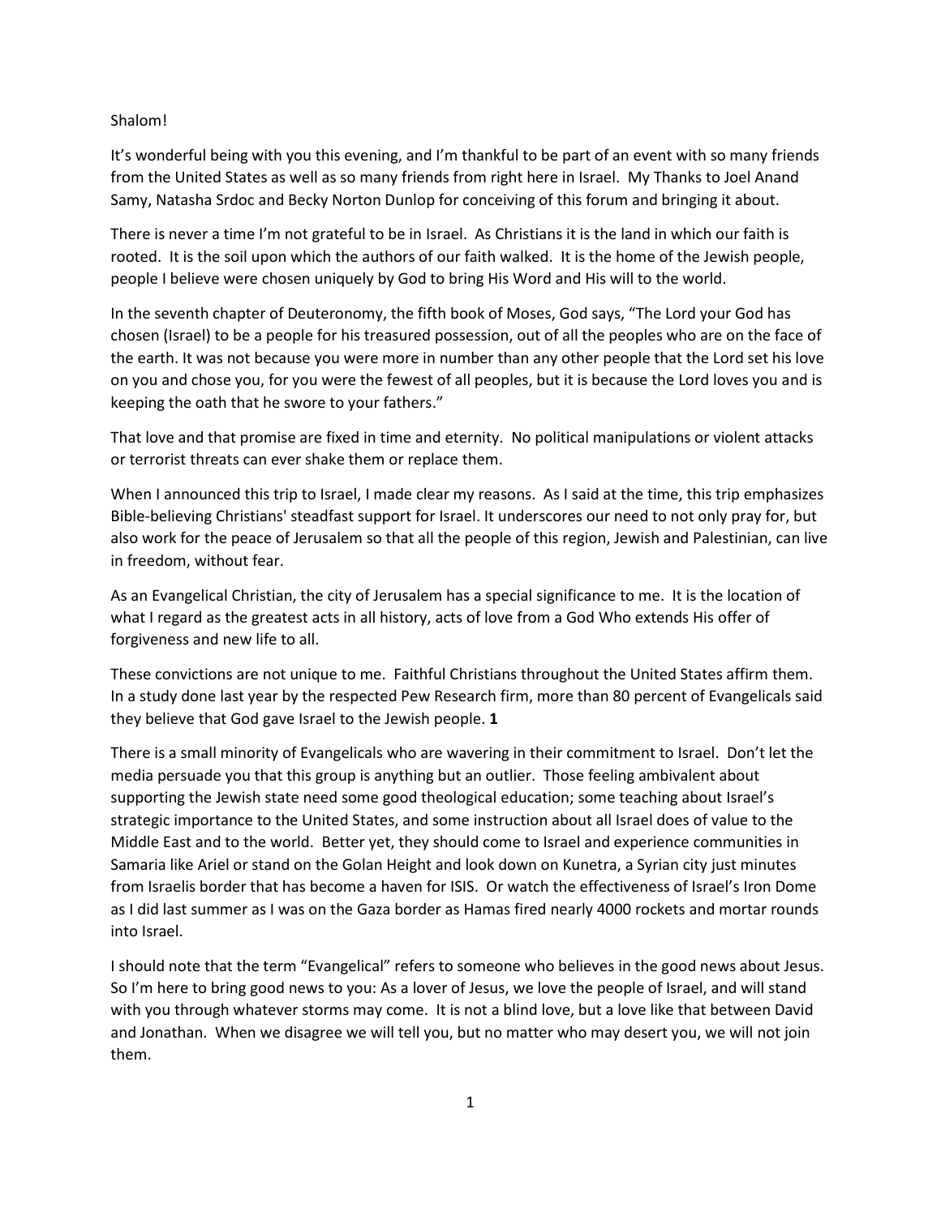Shalom!

It's wonderful being with you this evening, and I'm thankful to be part of an event with so many friends from the United States as well as so many friends from right here in Israel. My Thanks to Joel Anand Samy, Natasha Srdoc and Becky Norton Dunlop for conceiving of this forum and bringing it about.

There is never a time I'm not grateful to be in Israel. As Christians it is the land in which our faith is rooted. It is the soil upon which the authors of our faith walked. It is the home of the Jewish people, people I believe were chosen uniquely by God to bring His Word and His will to the world.

In the seventh chapter of Deuteronomy, the fifth book of Moses, God says, "The Lord your God has chosen (Israel) to be a people for his treasured possession, out of all the peoples who are on the face of the earth. It was not because you were more in number than any other people that the Lord set his love on you and chose you, for you were the fewest of all peoples, but it is because the Lord loves you and is keeping the oath that he swore to your fathers."

That love and that promise are fixed in time and eternity. No political manipulations or violent attacks or terrorist threats can ever shake them or replace them.

When I announced this trip to Israel, I made clear my reasons. As I said at the time, this trip emphasizes Bible-believing Christians' steadfast support for Israel. It underscores our need to not only pray for, but also work for the peace of Jerusalem so that all the people of this region, Jewish and Palestinian, can live in freedom, without fear.

As an Evangelical Christian, the city of Jerusalem has a special significance to me. It is the location of what I regard as the greatest acts in all history, acts of love from a God Who extends His offer of forgiveness and new life to all.

These convictions are not unique to me. Faithful Christians throughout the United States affirm them. In a study done last year by the respected Pew Research firm, more than 80 percent of Evangelicals said they believe that God gave Israel to the Jewish people. **1**

There is a small minority of Evangelicals who are wavering in their commitment to Israel. Don't let the media persuade you that this group is anything but an outlier. Those feeling ambivalent about supporting the Jewish state need some good theological education; some teaching about Israel's strategic importance to the United States, and some instruction about all Israel does of value to the Middle East and to the world. Better yet, they should come to Israel and experience communities in Samaria like Ariel or stand on the Golan Height and look down on Kunetra, a Syrian city just minutes from Israelis border that has become a haven for ISIS. Or watch the effectiveness of Israel's Iron Dome as I did last summer as I was on the Gaza border as Hamas fired nearly 4000 rockets and mortar rounds into Israel.

I should note that the term "Evangelical" refers to someone who believes in the good news about Jesus. So I'm here to bring good news to you: As a lover of Jesus, we love the people of Israel, and will stand with you through whatever storms may come. It is not a blind love, but a love like that between David and Jonathan. When we disagree we will tell you, but no matter who may desert you, we will not join them.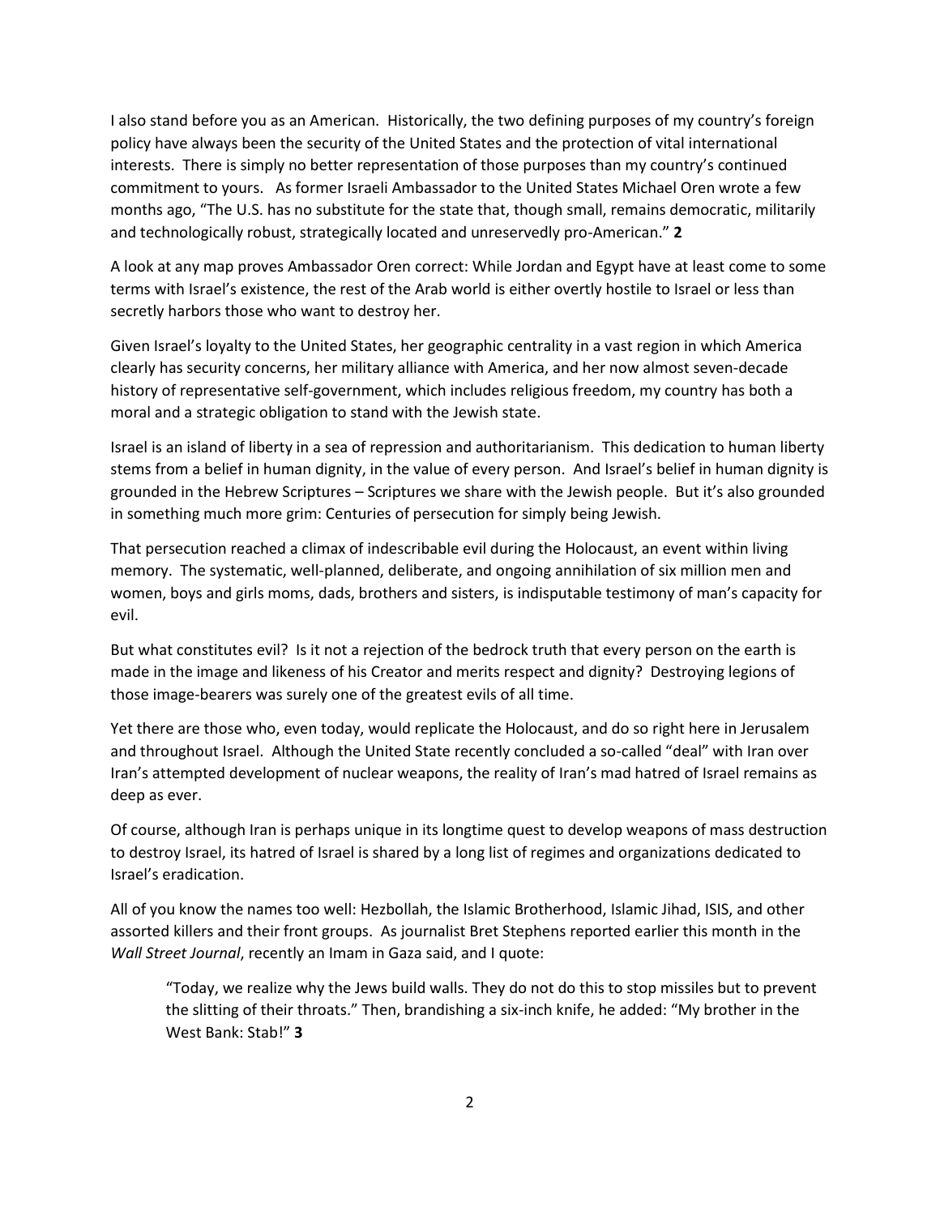I also stand before you as an American. Historically, the two defining purposes of my country's foreign policy have always been the security of the United States and the protection of vital international interests. There is simply no better representation of those purposes than my country's continued commitment to yours. As former Israeli Ambassador to the United States Michael Oren wrote a few months ago, "The U.S. has no substitute for the state that, though small, remains democratic, militarily and technologically robust, strategically located and unreservedly pro-American." **2**

A look at any map proves Ambassador Oren correct: While Jordan and Egypt have at least come to some terms with Israel's existence, the rest of the Arab world is either overtly hostile to Israel or less than secretly harbors those who want to destroy her.

Given Israel's loyalty to the United States, her geographic centrality in a vast region in which America clearly has security concerns, her military alliance with America, and her now almost seven-decade history of representative self-government, which includes religious freedom, my country has both a moral and a strategic obligation to stand with the Jewish state.

Israel is an island of liberty in a sea of repression and authoritarianism. This dedication to human liberty stems from a belief in human dignity, in the value of every person. And Israel's belief in human dignity is grounded in the Hebrew Scriptures – Scriptures we share with the Jewish people. But it's also grounded in something much more grim: Centuries of persecution for simply being Jewish.

That persecution reached a climax of indescribable evil during the Holocaust, an event within living memory. The systematic, well-planned, deliberate, and ongoing annihilation of six million men and women, boys and girls moms, dads, brothers and sisters, is indisputable testimony of man's capacity for evil.

But what constitutes evil? Is it not a rejection of the bedrock truth that every person on the earth is made in the image and likeness of his Creator and merits respect and dignity? Destroying legions of those image-bearers was surely one of the greatest evils of all time.

Yet there are those who, even today, would replicate the Holocaust, and do so right here in Jerusalem and throughout Israel. Although the United State recently concluded a so-called "deal" with Iran over Iran's attempted development of nuclear weapons, the reality of Iran's mad hatred of Israel remains as deep as ever.

Of course, although Iran is perhaps unique in its longtime quest to develop weapons of mass destruction to destroy Israel, its hatred of Israel is shared by a long list of regimes and organizations dedicated to Israel's eradication.

All of you know the names too well: Hezbollah, the Islamic Brotherhood, Islamic Jihad, ISIS, and other assorted killers and their front groups. As journalist Bret Stephens reported earlier this month in the *Wall Street Journal*, recently an Imam in Gaza said, and I quote:

> "Today, we realize why the Jews build walls. They do not do this to stop missiles but to prevent the slitting of their throats." Then, brandishing a six-inch knife, he added: "My brother in the West Bank: Stab!" **3**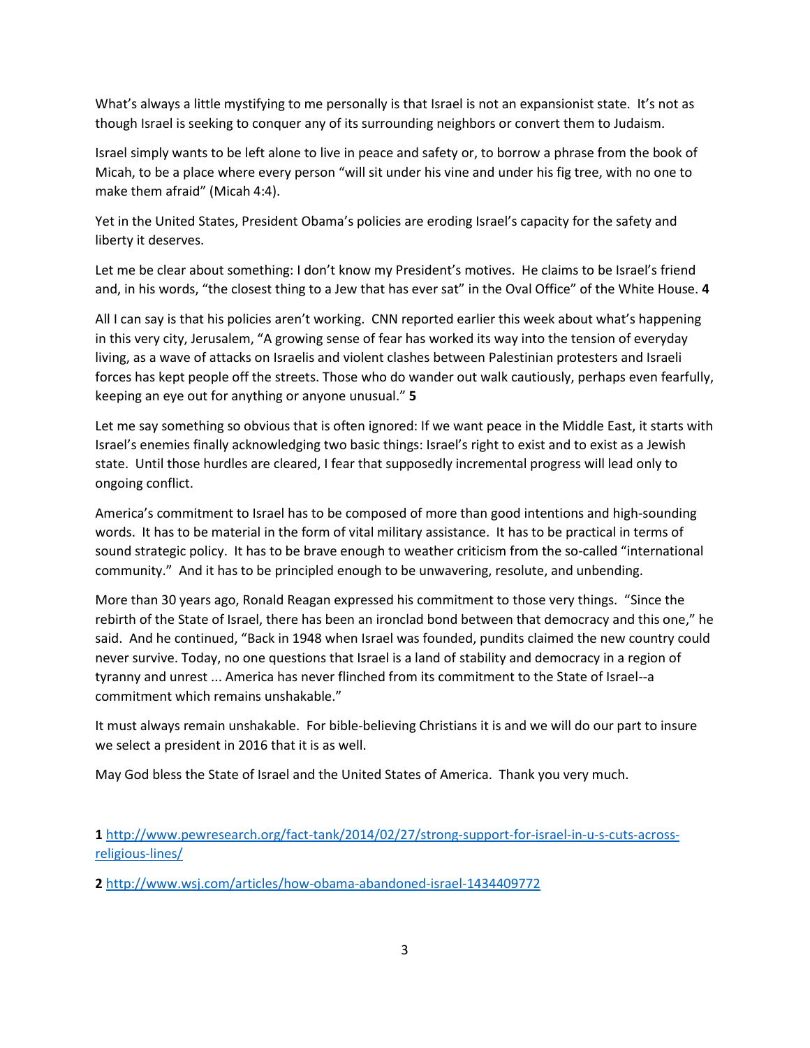What's always a little mystifying to me personally is that Israel is not an expansionist state. It's not as though Israel is seeking to conquer any of its surrounding neighbors or convert them to Judaism.

Israel simply wants to be left alone to live in peace and safety or, to borrow a phrase from the book of Micah, to be a place where every person "will sit under his vine and under his fig tree, with no one to make them afraid" (Micah 4:4).

Yet in the United States, President Obama's policies are eroding Israel's capacity for the safety and liberty it deserves.

Let me be clear about something: I don't know my President's motives. He claims to be Israel's friend and, in his words, "the closest thing to a Jew that has ever sat" in the Oval Office" of the White House. **4**

All I can say is that his policies aren't working. CNN reported earlier this week about what's happening in this very city, Jerusalem, "A growing sense of fear has worked its way into the tension of everyday living, as a wave of attacks on Israelis and violent clashes between Palestinian protesters and Israeli forces has kept people off the streets. Those who do wander out walk cautiously, perhaps even fearfully, keeping an eye out for anything or anyone unusual." **5**

Let me say something so obvious that is often ignored: If we want peace in the Middle East, it starts with Israel's enemies finally acknowledging two basic things: Israel's right to exist and to exist as a Jewish state. Until those hurdles are cleared, I fear that supposedly incremental progress will lead only to ongoing conflict.

America's commitment to Israel has to be composed of more than good intentions and high-sounding words. It has to be material in the form of vital military assistance. It has to be practical in terms of sound strategic policy. It has to be brave enough to weather criticism from the so-called "international community." And it has to be principled enough to be unwavering, resolute, and unbending.

More than 30 years ago, Ronald Reagan expressed his commitment to those very things. "Since the rebirth of the State of Israel, there has been an ironclad bond between that democracy and this one," he said. And he continued, "Back in 1948 when Israel was founded, pundits claimed the new country could never survive. Today, no one questions that Israel is a land of stability and democracy in a region of tyranny and unrest ... America has never flinched from its commitment to the State of Israel--a commitment which remains unshakable."

It must always remain unshakable. For bible-believing Christians it is and we will do our part to insure we select a president in 2016 that it is as well.

May God bless the State of Israel and the United States of America. Thank you very much.

**1** http://www.pewresearch.org/fact-tank/2014/02/27/strong-support-for-israel-in-u-s-cuts-across-religious-lines/

**2** http://www.wsj.com/articles/how-obama-abandoned-israel-1434409772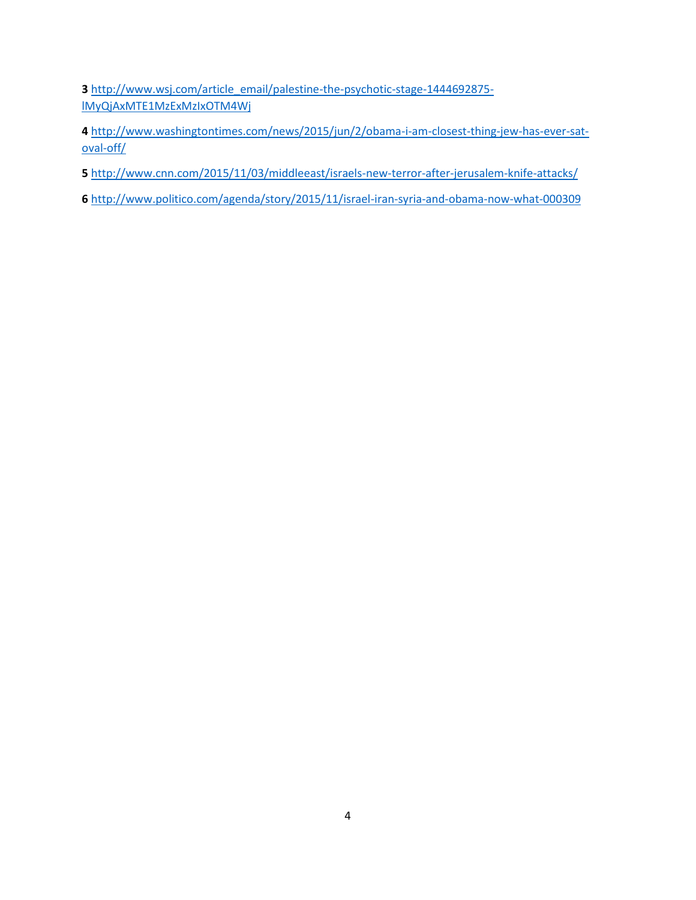**3** http://www.wsj.com/article_email/palestine-the-psychotic-stage-1444692875-lMyQjAxMTE1MzExMzIxOTM4Wj

**4** http://www.washingtontimes.com/news/2015/jun/2/obama-i-am-closest-thing-jew-has-ever-sat-oval-off/

**5** http://www.cnn.com/2015/11/03/middleeast/israels-new-terror-after-jerusalem-knife-attacks/

**6** http://www.politico.com/agenda/story/2015/11/israel-iran-syria-and-obama-now-what-000309